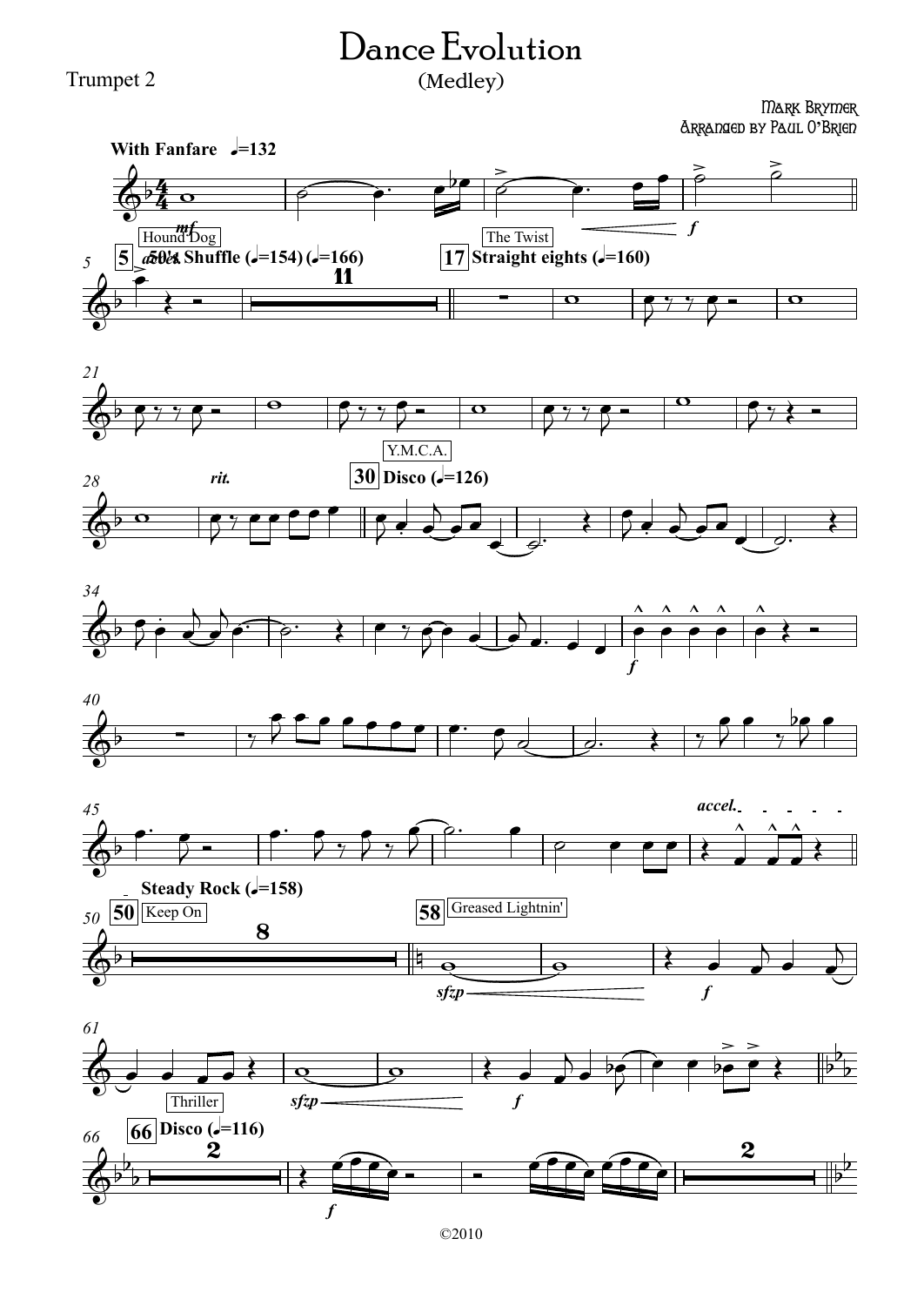Trumpet 2

# Dance Evolution

## (Medley)

Mark Brymer
Arranged by Paul O'Brien

©2010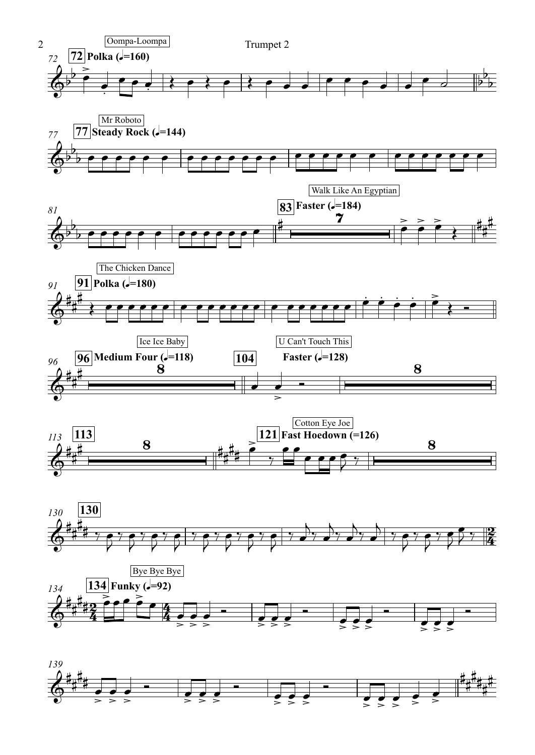Oompa-Loompa

72 Polka (♩=160)

Mr Roboto

77 Steady Rock (♩=144)

Walk Like An Egyptian

83 Faster (♩=184)

The Chicken Dance

91 Polka (♩=180)

Ice Ice Baby

96 Medium Four (♩=118)

U Can't Touch This

104 Faster (♩=128)

113

Cotton Eye Joe

121 Fast Hoedown (=126)

130

Bye Bye Bye

134 Funky (♩=92)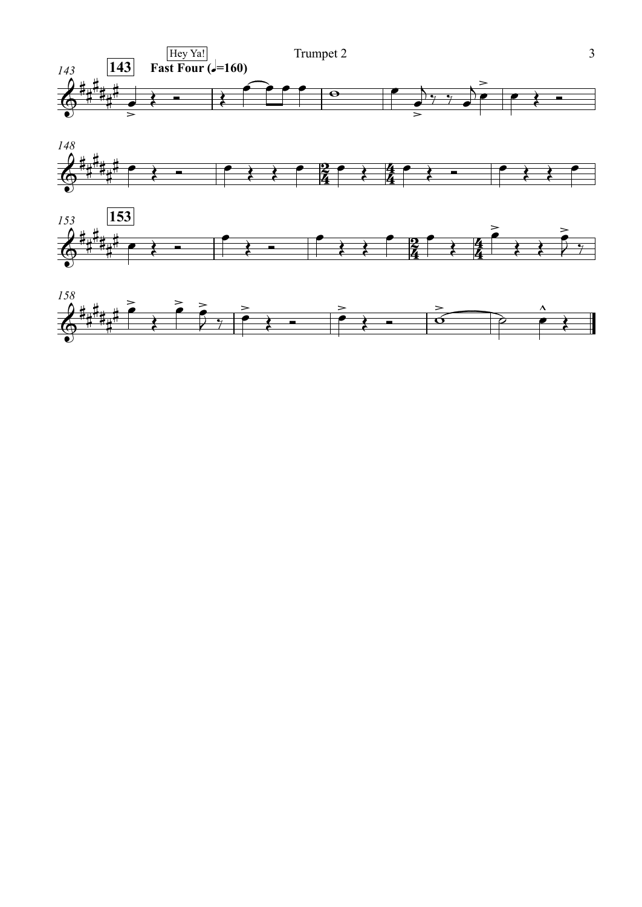Hey Ya!

**Fast Four (♩=160)**